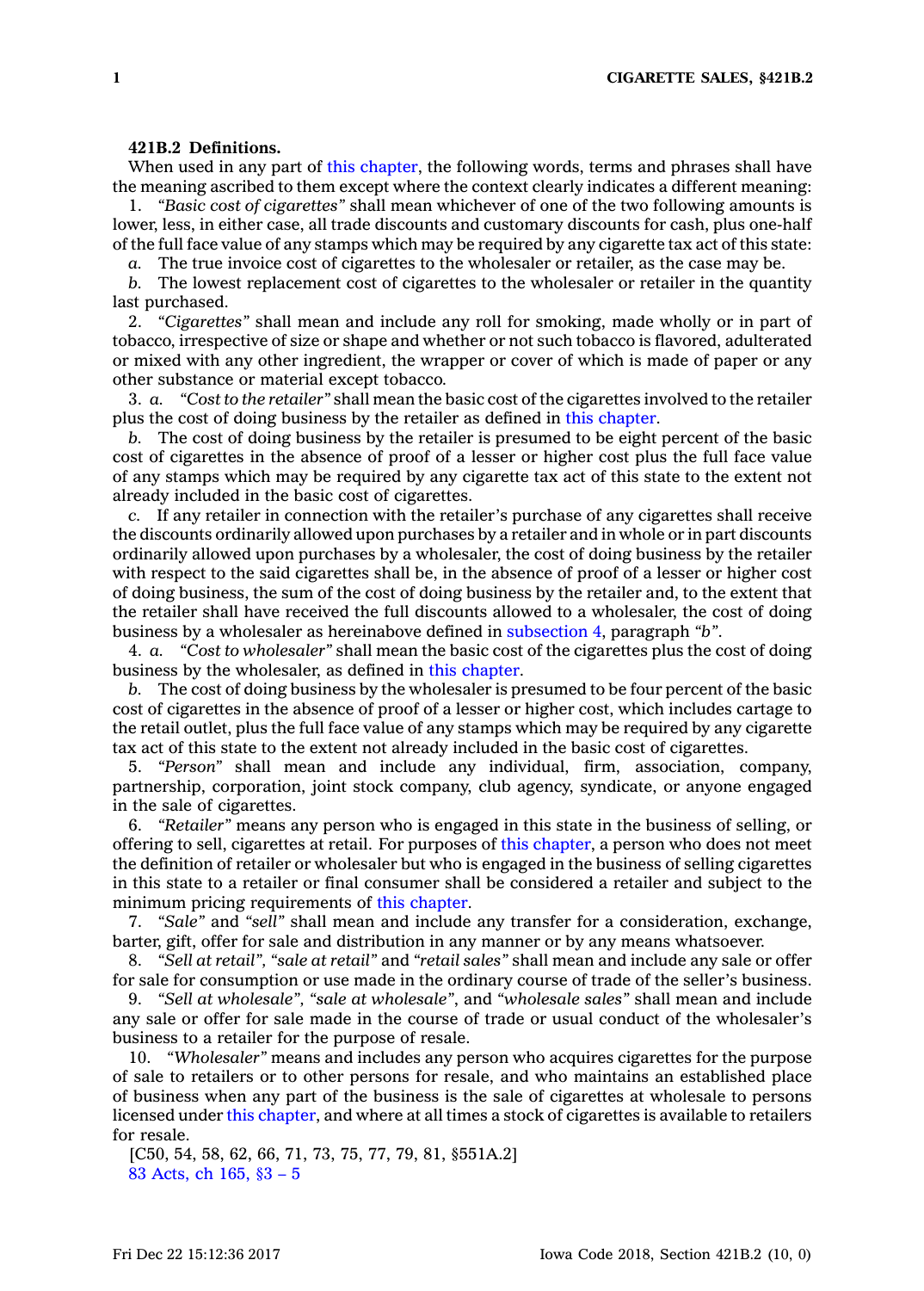**421B.2 Definitions.**

When used in any part of this chapter, the following words, terms and phrases shall have the meaning ascribed to them except where the context clearly indicates a different meaning:

1. *"Basic cost of cigarettes"* shall mean whichever of one of the two following amounts is lower, less, in either case, all trade discounts and customary discounts for cash, plus one-half of the full face value of any stamps which may be required by any cigarette tax act of this state:

*a.* The true invoice cost of cigarettes to the wholesaler or retailer, as the case may be.

*b.* The lowest replacement cost of cigarettes to the wholesaler or retailer in the quantity last purchased.

2. *"Cigarettes"* shall mean and include any roll for smoking, made wholly or in part of tobacco, irrespective of size or shape and whether or not such tobacco is flavored, adulterated or mixed with any other ingredient, the wrapper or cover of which is made of paper or any other substance or material except tobacco.

3. *a. "Cost to the retailer"* shall mean the basic cost of the cigarettes involved to the retailer plus the cost of doing business by the retailer as defined in this chapter.

*b.* The cost of doing business by the retailer is presumed to be eight percent of the basic cost of cigarettes in the absence of proof of a lesser or higher cost plus the full face value of any stamps which may be required by any cigarette tax act of this state to the extent not already included in the basic cost of cigarettes.

*c.* If any retailer in connection with the retailer's purchase of any cigarettes shall receive the discounts ordinarily allowed upon purchases by a retailer and in whole or in part discounts ordinarily allowed upon purchases by a wholesaler, the cost of doing business by the retailer with respect to the said cigarettes shall be, in the absence of proof of a lesser or higher cost of doing business, the sum of the cost of doing business by the retailer and, to the extent that the retailer shall have received the full discounts allowed to a wholesaler, the cost of doing business by a wholesaler as hereinabove defined in subsection 4, paragraph *"b"*.

4. *a. "Cost to wholesaler"* shall mean the basic cost of the cigarettes plus the cost of doing business by the wholesaler, as defined in this chapter.

*b.* The cost of doing business by the wholesaler is presumed to be four percent of the basic cost of cigarettes in the absence of proof of a lesser or higher cost, which includes cartage to the retail outlet, plus the full face value of any stamps which may be required by any cigarette tax act of this state to the extent not already included in the basic cost of cigarettes.

5. *"Person"* shall mean and include any individual, firm, association, company, partnership, corporation, joint stock company, club agency, syndicate, or anyone engaged in the sale of cigarettes.

6. *"Retailer"* means any person who is engaged in this state in the business of selling, or offering to sell, cigarettes at retail. For purposes of this chapter, a person who does not meet the definition of retailer or wholesaler but who is engaged in the business of selling cigarettes in this state to a retailer or final consumer shall be considered a retailer and subject to the minimum pricing requirements of this chapter.

7. *"Sale"* and *"sell"* shall mean and include any transfer for a consideration, exchange, barter, gift, offer for sale and distribution in any manner or by any means whatsoever.

8. *"Sell at retail"*, *"sale at retail"* and *"retail sales"* shall mean and include any sale or offer for sale for consumption or use made in the ordinary course of trade of the seller's business.

9. *"Sell at wholesale"*, *"sale at wholesale"*, and *"wholesale sales"* shall mean and include any sale or offer for sale made in the course of trade or usual conduct of the wholesaler's business to a retailer for the purpose of resale.

10. *"Wholesaler"* means and includes any person who acquires cigarettes for the purpose of sale to retailers or to other persons for resale, and who maintains an established place of business when any part of the business is the sale of cigarettes at wholesale to persons licensed under this chapter, and where at all times a stock of cigarettes is available to retailers for resale.

[C50, 54, 58, 62, 66, 71, 73, 75, 77, 79, 81, §551A.2]

83 Acts, ch 165, §3 – 5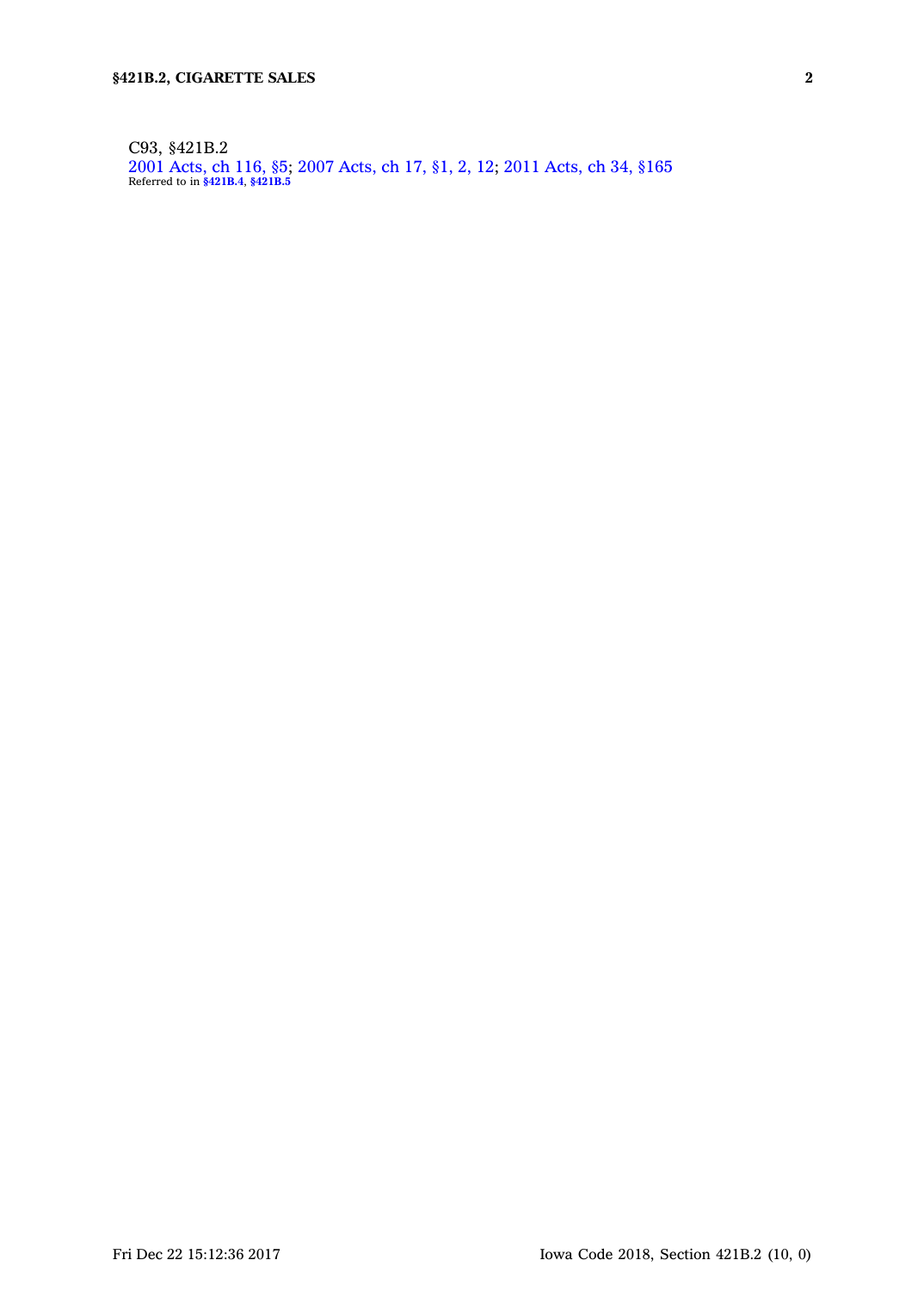C93, §421B.2

2001 Acts, ch 116, §5; 2007 Acts, ch 17, §1, 2, 12; 2011 Acts, ch 34, §165

Referred to in **§421B.4**, **§421B.5**